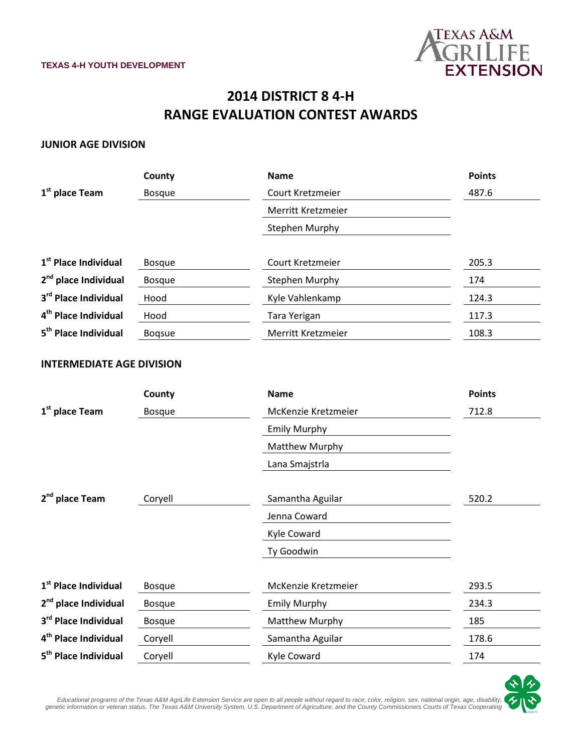TEXAS 4-H YOUTH DEVELOPMENT

# 2014 DISTRICT 8 4-H RANGE EVALUATION CONTEST AWARDS

## JUNIOR AGE DIVISION

| | County | Name | Points |
|---|---|---|---|
| **1st place Team** | Bosque | Court Kretzmeier | 487.6 |
| | | Merritt Kretzmeier | |
| | | Stephen Murphy | |
| **1st Place Individual** | Bosque | Court Kretzmeier | 205.3 |
| **2nd place Individual** | Bosque | Stephen Murphy | 174 |
| **3rd Place Individual** | Hood | Kyle Vahlenkamp | 124.3 |
| **4th Place Individual** | Hood | Tara Yerigan | 117.3 |
| **5th Place Individual** | Boqsue | Merritt Kretzmeier | 108.3 |

## INTERMEDIATE AGE DIVISION

| | County | Name | Points |
|---|---|---|---|
| **1st place Team** | Bosque | McKenzie Kretzmeier | 712.8 |
| | | Emily Murphy | |
| | | Matthew Murphy | |
| | | Lana Smajstrla | |
| **2nd place Team** | Coryell | Samantha Aguilar | 520.2 |
| | | Jenna Coward | |
| | | Kyle Coward | |
| | | Ty Goodwin | |
| **1st Place Individual** | Bosque | McKenzie Kretzmeier | 293.5 |
| **2nd place Individual** | Bosque | Emily Murphy | 234.3 |
| **3rd Place Individual** | Bosque | Matthew Murphy | 185 |
| **4th Place Individual** | Coryell | Samantha Aguilar | 178.6 |
| **5th Place Individual** | Coryell | Kyle Coward | 174 |

*Educational programs of the Texas A&M AgriLife Extension Service are open to all people without regard to race, color, religion, sex, national origin, age, disability, genetic information or veteran status. The Texas A&M University System, U.S. Department of Agriculture, and the County Commissioners Courts of Texas Cooperating*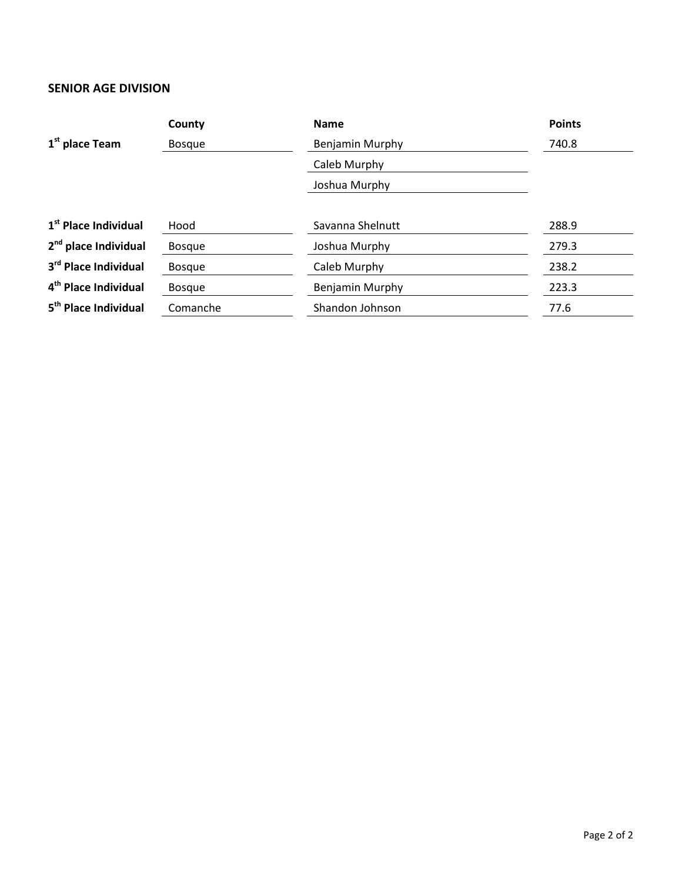## SENIOR AGE DIVISION

| | County | Name | Points |
|---|---|---|---|
| **1st place Team** | Bosque | Benjamin Murphy | 740.8 |
| | | Caleb Murphy | |
| | | Joshua Murphy | |
| **1st Place Individual** | Hood | Savanna Shelnutt | 288.9 |
| **2nd place Individual** | Bosque | Joshua Murphy | 279.3 |
| **3rd Place Individual** | Bosque | Caleb Murphy | 238.2 |
| **4th Place Individual** | Bosque | Benjamin Murphy | 223.3 |
| **5th Place Individual** | Comanche | Shandon Johnson | 77.6 |